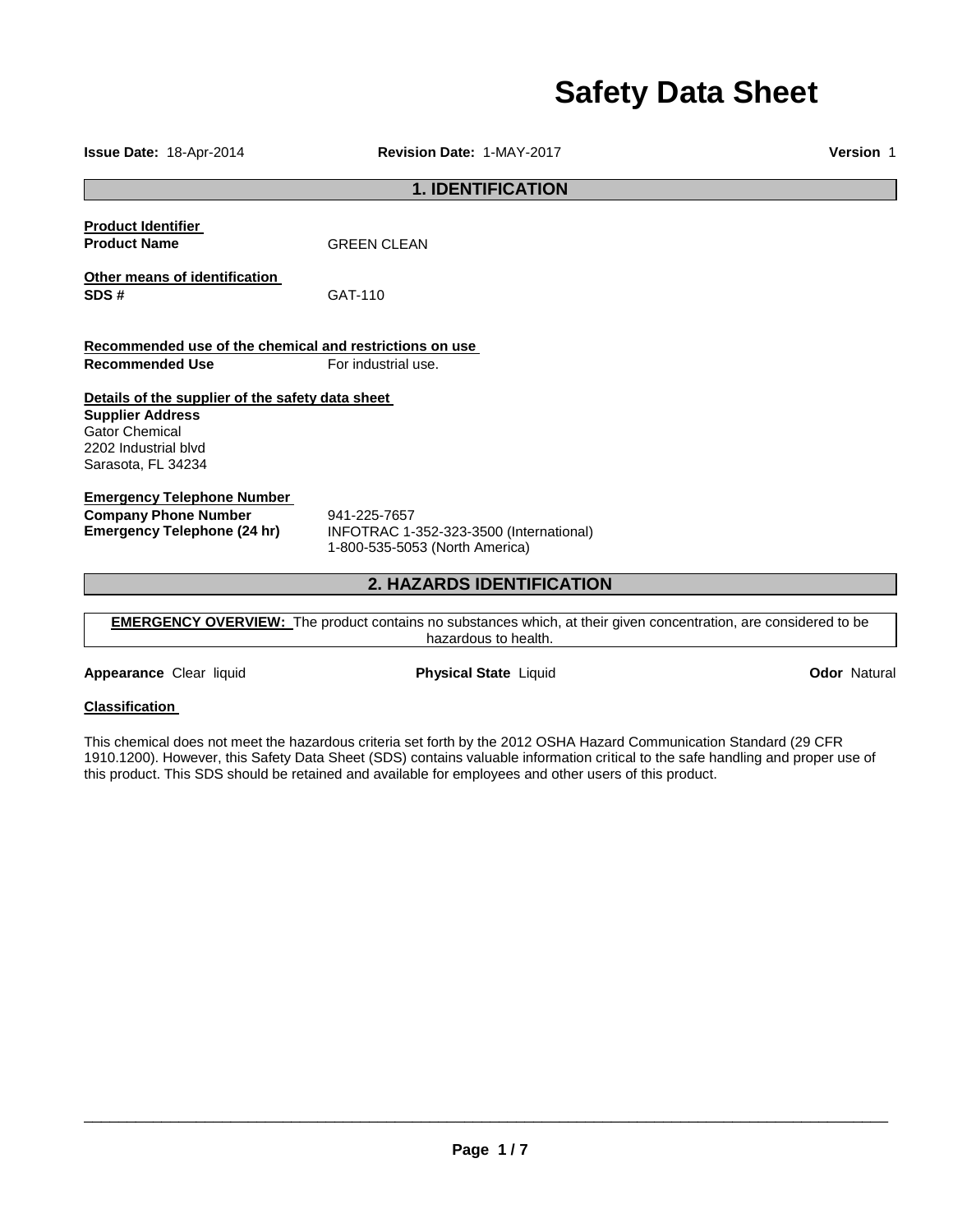# Safety Data Sheet

**Issue Date:** 18-Apr-2014 **Revision Date:** 1-MAY-2017 **Version** 1

## 1. IDENTIFICATION

**Product Identifier**

**Product Name** GREEN CLEAN

**Other means of identification**

**SDS #** GAT-110

**Recommended use of the chemical and restrictions on use**

**Recommended Use** For industrial use.

**Details of the supplier of the safety data sheet**

**Supplier Address**
Gator Chemical
2202 Industrial blvd
Sarasota, FL 34234

**Emergency Telephone Number**

**Company Phone Number** 941-225-7657

**Emergency Telephone (24 hr)** INFOTRAC 1-352-323-3500 (International)
1-800-535-5053 (North America)

## 2. HAZARDS IDENTIFICATION

**EMERGENCY OVERVIEW:** The product contains no substances which, at their given concentration, are considered to be hazardous to health.

**Appearance** Clear liquid **Physical State** Liquid **Odor** Natural

**Classification**

This chemical does not meet the hazardous criteria set forth by the 2012 OSHA Hazard Communication Standard (29 CFR 1910.1200). However, this Safety Data Sheet (SDS) contains valuable information critical to the safe handling and proper use of this product. This SDS should be retained and available for employees and other users of this product.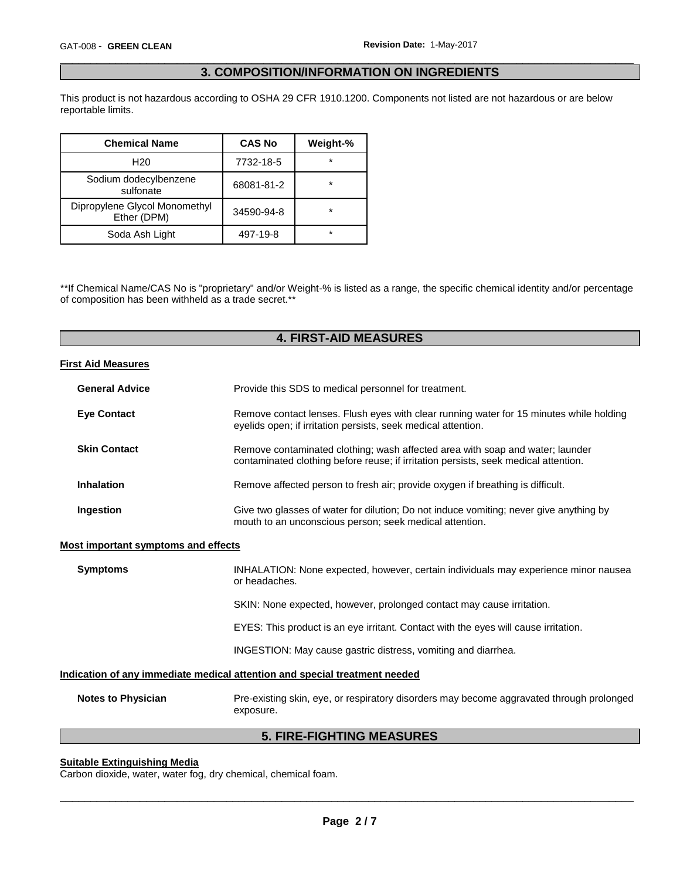## 3. COMPOSITION/INFORMATION ON INGREDIENTS

This product is not hazardous according to OSHA 29 CFR 1910.1200. Components not listed are not hazardous or are below reportable limits.

| Chemical Name | CAS No | Weight-% |
|---|---|---|
| H20 | 7732-18-5 | * |
| Sodium dodecylbenzene sulfonate | 68081-81-2 | * |
| Dipropylene Glycol Monomethyl Ether (DPM) | 34590-94-8 | * |
| Soda Ash Light | 497-19-8 | * |

**If Chemical Name/CAS No is "proprietary" and/or Weight-% is listed as a range, the specific chemical identity and/or percentage of composition has been withheld as a trade secret.**

## 4. FIRST-AID MEASURES

### First Aid Measures

**General Advice** Provide this SDS to medical personnel for treatment.

**Eye Contact** Remove contact lenses. Flush eyes with clear running water for 15 minutes while holding eyelids open; if irritation persists, seek medical attention.

**Skin Contact** Remove contaminated clothing; wash affected area with soap and water; launder contaminated clothing before reuse; if irritation persists, seek medical attention.

**Inhalation** Remove affected person to fresh air; provide oxygen if breathing is difficult.

**Ingestion** Give two glasses of water for dilution; Do not induce vomiting; never give anything by mouth to an unconscious person; seek medical attention.

### Most important symptoms and effects

**Symptoms** INHALATION: None expected, however, certain individuals may experience minor nausea or headaches.

SKIN: None expected, however, prolonged contact may cause irritation.

EYES: This product is an eye irritant. Contact with the eyes will cause irritation.

INGESTION: May cause gastric distress, vomiting and diarrhea.

### Indication of any immediate medical attention and special treatment needed

**Notes to Physician** Pre-existing skin, eye, or respiratory disorders may become aggravated through prolonged exposure.

## 5. FIRE-FIGHTING MEASURES

### Suitable Extinguishing Media

Carbon dioxide, water, water fog, dry chemical, chemical foam.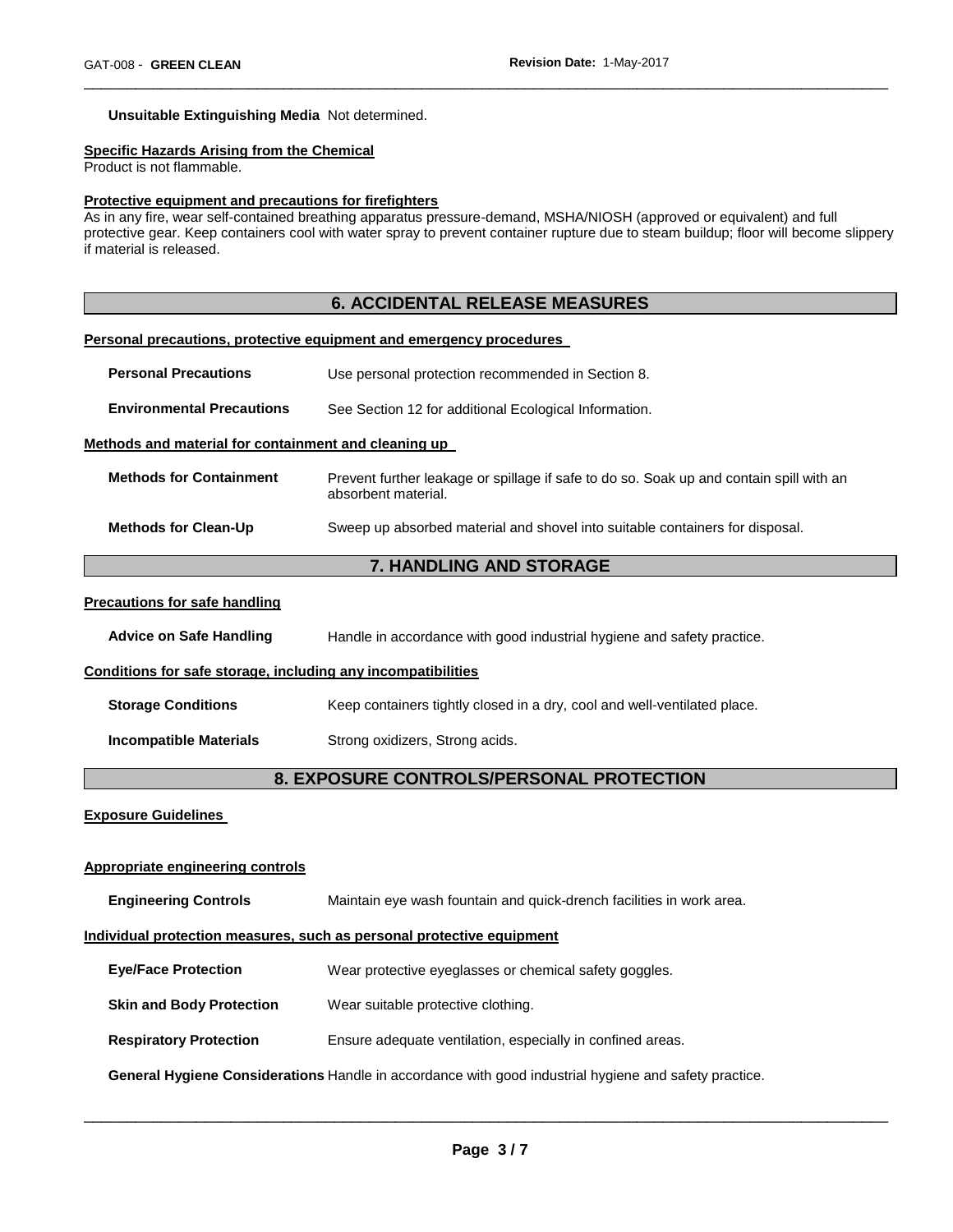**Unsuitable Extinguishing Media** Not determined.

**Specific Hazards Arising from the Chemical**

Product is not flammable.

**Protective equipment and precautions for firefighters**

As in any fire, wear self-contained breathing apparatus pressure-demand, MSHA/NIOSH (approved or equivalent) and full protective gear. Keep containers cool with water spray to prevent container rupture due to steam buildup; floor will become slippery if material is released.

## 6. ACCIDENTAL RELEASE MEASURES

**Personal precautions, protective equipment and emergency procedures**

**Personal Precautions** Use personal protection recommended in Section 8.

**Environmental Precautions** See Section 12 for additional Ecological Information.

**Methods and material for containment and cleaning up**

**Methods for Containment** Prevent further leakage or spillage if safe to do so. Soak up and contain spill with an absorbent material.

**Methods for Clean-Up** Sweep up absorbed material and shovel into suitable containers for disposal.

## 7. HANDLING AND STORAGE

**Precautions for safe handling**

**Advice on Safe Handling** Handle in accordance with good industrial hygiene and safety practice.

**Conditions for safe storage, including any incompatibilities**

**Storage Conditions** Keep containers tightly closed in a dry, cool and well-ventilated place.

**Incompatible Materials** Strong oxidizers, Strong acids.

## 8. EXPOSURE CONTROLS/PERSONAL PROTECTION

**Exposure Guidelines**

**Appropriate engineering controls**

**Engineering Controls** Maintain eye wash fountain and quick-drench facilities in work area.

**Individual protection measures, such as personal protective equipment**

**Eye/Face Protection** Wear protective eyeglasses or chemical safety goggles.

**Skin and Body Protection** Wear suitable protective clothing.

**Respiratory Protection** Ensure adequate ventilation, especially in confined areas.

**General Hygiene Considerations** Handle in accordance with good industrial hygiene and safety practice.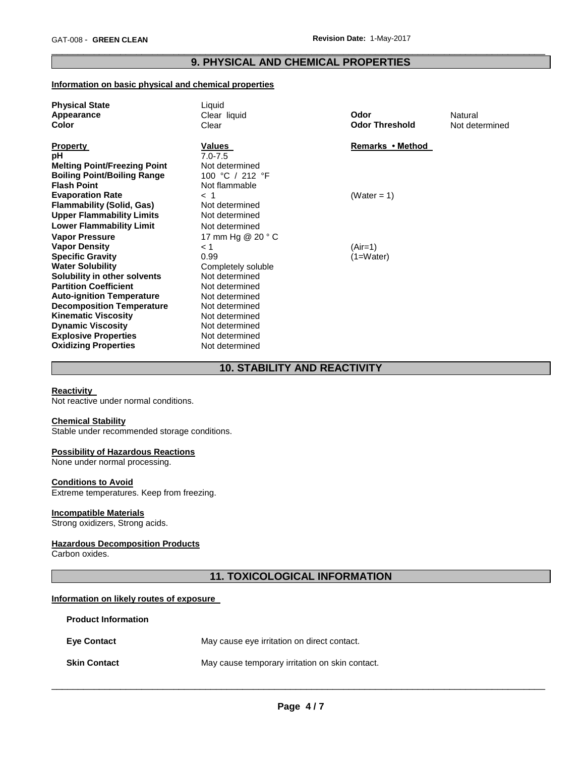## 9. PHYSICAL AND CHEMICAL PROPERTIES

**Information on basic physical and chemical properties**

| | | | |
|---|---|---|---|
| **Physical State** | Liquid | | |
| **Appearance** | Clear liquid | **Odor** | Natural |
| **Color** | Clear | **Odor Threshold** | Not determined |

| **Property** | **Values** | **Remarks • Method** |
|---|---|---|
| **pH** | 7.0-7.5 | |
| **Melting Point/Freezing Point** | Not determined | |
| **Boiling Point/Boiling Range** | 100 °C / 212 °F | |
| **Flash Point** | Not flammable | |
| **Evaporation Rate** | < 1 | (Water = 1) |
| **Flammability (Solid, Gas)** | Not determined | |
| **Upper Flammability Limits** | Not determined | |
| **Lower Flammability Limit** | Not determined | |
| **Vapor Pressure** | 17 mm Hg @ 20 ° C | |
| **Vapor Density** | < 1 | (Air=1) |
| **Specific Gravity** | 0.99 | (1=Water) |
| **Water Solubility** | Completely soluble | |
| **Solubility in other solvents** | Not determined | |
| **Partition Coefficient** | Not determined | |
| **Auto-ignition Temperature** | Not determined | |
| **Decomposition Temperature** | Not determined | |
| **Kinematic Viscosity** | Not determined | |
| **Dynamic Viscosity** | Not determined | |
| **Explosive Properties** | Not determined | |
| **Oxidizing Properties** | Not determined | |

## 10. STABILITY AND REACTIVITY

**Reactivity**
Not reactive under normal conditions.

**Chemical Stability**
Stable under recommended storage conditions.

**Possibility of Hazardous Reactions**
None under normal processing.

**Conditions to Avoid**
Extreme temperatures. Keep from freezing.

**Incompatible Materials**
Strong oxidizers, Strong acids.

**Hazardous Decomposition Products**
Carbon oxides.

## 11. TOXICOLOGICAL INFORMATION

**Information on likely routes of exposure**

**Product Information**

| | |
|---|---|
| **Eye Contact** | May cause eye irritation on direct contact. |
| **Skin Contact** | May cause temporary irritation on skin contact. |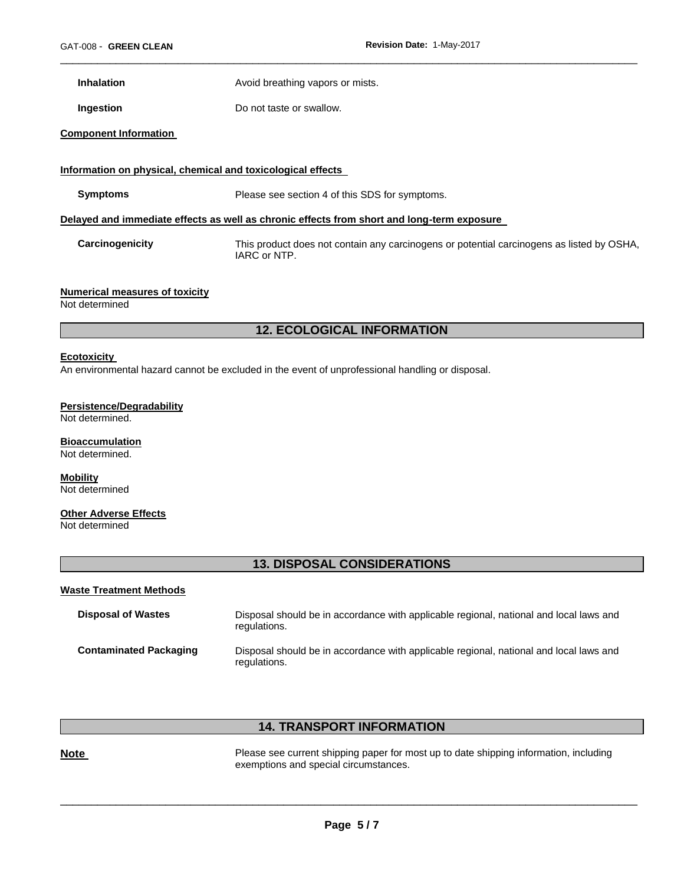| | |
|---|---|
| **Inhalation** | Avoid breathing vapors or mists. |
| **Ingestion** | Do not taste or swallow. |

**Component Information**

**Information on physical, chemical and toxicological effects**

| | |
|---|---|
| **Symptoms** | Please see section 4 of this SDS for symptoms. |

**Delayed and immediate effects as well as chronic effects from short and long-term exposure**

| | |
|---|---|
| **Carcinogenicity** | This product does not contain any carcinogens or potential carcinogens as listed by OSHA, IARC or NTP. |

**Numerical measures of toxicity**

Not determined

## 12. ECOLOGICAL INFORMATION

**Ecotoxicity**

An environmental hazard cannot be excluded in the event of unprofessional handling or disposal.

**Persistence/Degradability**

Not determined.

**Bioaccumulation**

Not determined.

**Mobility**

Not determined

**Other Adverse Effects**

Not determined

## 13. DISPOSAL CONSIDERATIONS

**Waste Treatment Methods**

| | |
|---|---|
| **Disposal of Wastes** | Disposal should be in accordance with applicable regional, national and local laws and regulations. |
| **Contaminated Packaging** | Disposal should be in accordance with applicable regional, national and local laws and regulations. |

## 14. TRANSPORT INFORMATION

| | |
|---|---|
| **Note** | Please see current shipping paper for most up to date shipping information, including exemptions and special circumstances. |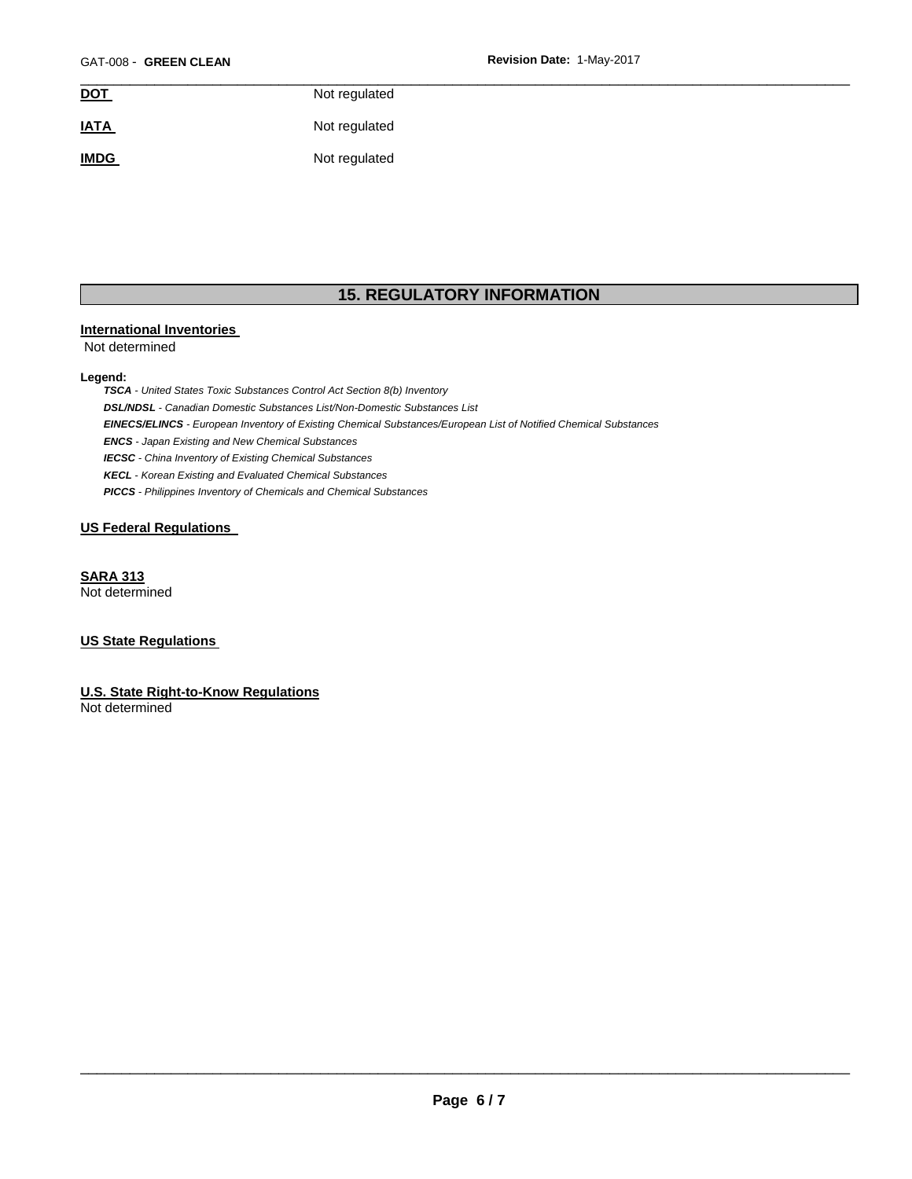| | |
|---|---|
| **DOT** | Not regulated |
| **IATA** | Not regulated |
| **IMDG** | Not regulated |

## 15. REGULATORY INFORMATION

**International Inventories**

Not determined

**Legend:**

***TSCA*** *- United States Toxic Substances Control Act Section 8(b) Inventory*
***DSL/NDSL*** *- Canadian Domestic Substances List/Non-Domestic Substances List*
***EINECS/ELINCS*** *- European Inventory of Existing Chemical Substances/European List of Notified Chemical Substances*
***ENCS*** *- Japan Existing and New Chemical Substances*
***IECSC*** *- China Inventory of Existing Chemical Substances*
***KECL*** *- Korean Existing and Evaluated Chemical Substances*
***PICCS*** *- Philippines Inventory of Chemicals and Chemical Substances*

**US Federal Regulations**

**SARA 313**

Not determined

**US State Regulations**

**U.S. State Right-to-Know Regulations**

Not determined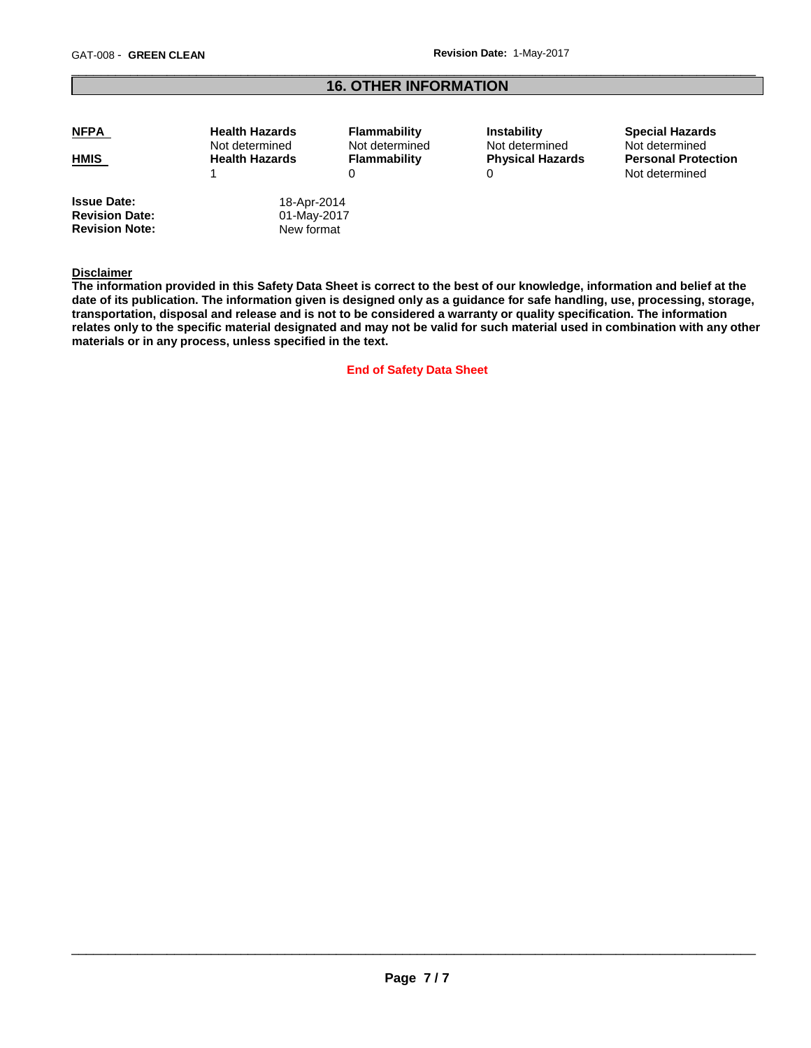## 16. OTHER INFORMATION

| | | | | |
|---|---|---|---|---|
| **NFPA** | **Health Hazards** | **Flammability** | **Instability** | **Special Hazards** |
| | Not determined | Not determined | Not determined | Not determined |
| **HMIS** | **Health Hazards** | **Flammability** | **Physical Hazards** | **Personal Protection** |
| | 1 | 0 | 0 | Not determined |

**Issue Date:** 18-Apr-2014
**Revision Date:** 01-May-2017
**Revision Note:** New format

**Disclaimer**

**The information provided in this Safety Data Sheet is correct to the best of our knowledge, information and belief at the date of its publication. The information given is designed only as a guidance for safe handling, use, processing, storage, transportation, disposal and release and is not to be considered a warranty or quality specification. The information relates only to the specific material designated and may not be valid for such material used in combination with any other materials or in any process, unless specified in the text.**

**End of Safety Data Sheet**